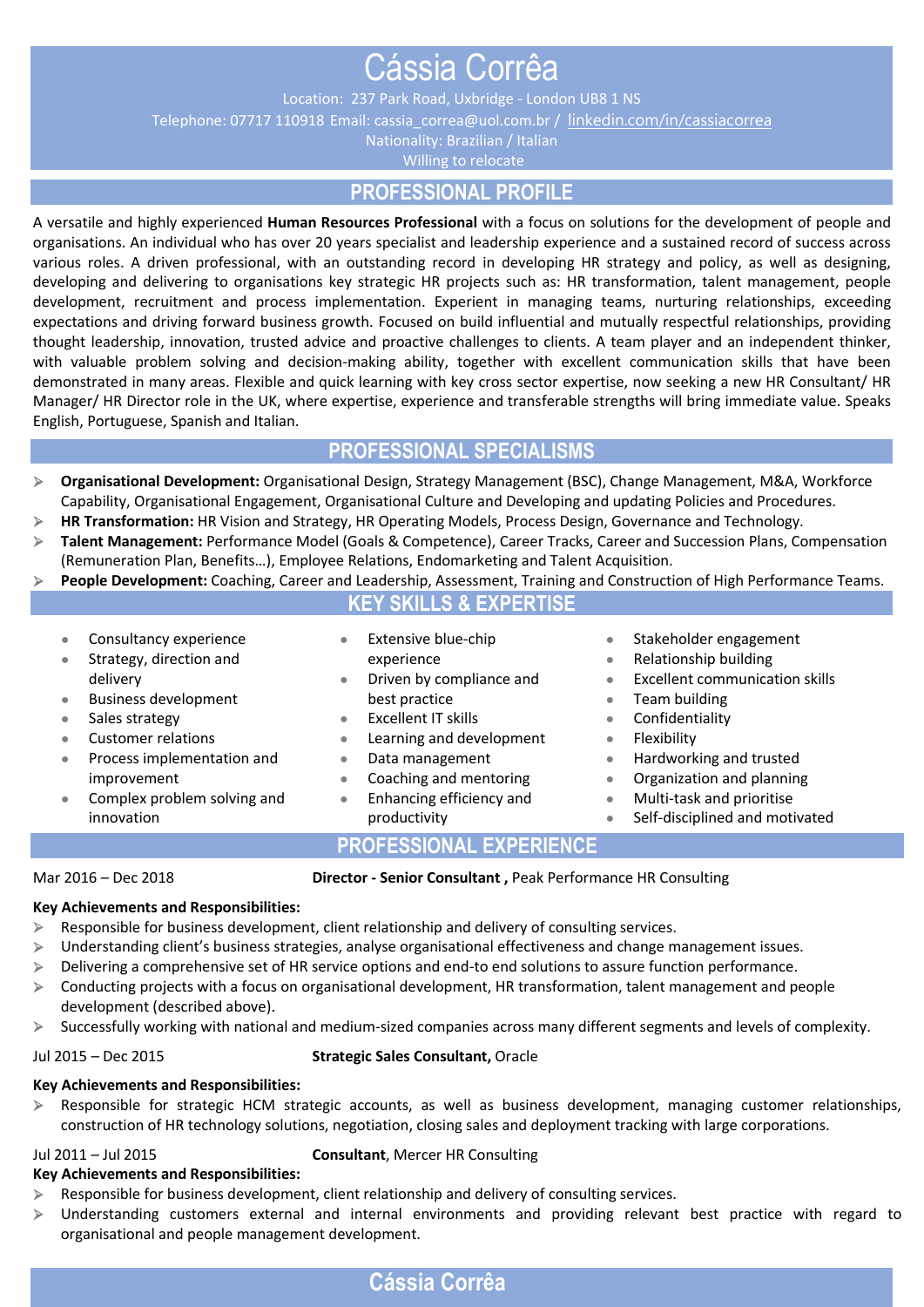# Cássia Corrêa

Location: 237 Park Road, Uxbridge - London UB8 1 NS
Telephone: 07717 110918 Email: cassia_correa@uol.com.br / linkedin.com/in/cassiacorrea
Nationality: Brazilian / Italian
Willing to relocate

## PROFESSIONAL PROFILE

A versatile and highly experienced **Human Resources Professional** with a focus on solutions for the development of people and organisations. An individual who has over 20 years specialist and leadership experience and a sustained record of success across various roles. A driven professional, with an outstanding record in developing HR strategy and policy, as well as designing, developing and delivering to organisations key strategic HR projects such as: HR transformation, talent management, people development, recruitment and process implementation. Experient in managing teams, nurturing relationships, exceeding expectations and driving forward business growth. Focused on build influential and mutually respectful relationships, providing thought leadership, innovation, trusted advice and proactive challenges to clients. A team player and an independent thinker, with valuable problem solving and decision-making ability, together with excellent communication skills that have been demonstrated in many areas. Flexible and quick learning with key cross sector expertise, now seeking a new HR Consultant/ HR Manager/ HR Director role in the UK, where expertise, experience and transferable strengths will bring immediate value. Speaks English, Portuguese, Spanish and Italian.

## PROFESSIONAL SPECIALISMS

- **Organisational Development:** Organisational Design, Strategy Management (BSC), Change Management, M&A, Workforce Capability, Organisational Engagement, Organisational Culture and Developing and updating Policies and Procedures.
- **HR Transformation:** HR Vision and Strategy, HR Operating Models, Process Design, Governance and Technology.
- **Talent Management:** Performance Model (Goals & Competence), Career Tracks, Career and Succession Plans, Compensation (Remuneration Plan, Benefits…), Employee Relations, Endomarketing and Talent Acquisition.
- **People Development:** Coaching, Career and Leadership, Assessment, Training and Construction of High Performance Teams.

## KEY SKILLS & EXPERTISE

- Consultancy experience
- Strategy, direction and delivery
- Business development
- Sales strategy
- Customer relations
- Process implementation and improvement
- Complex problem solving and innovation
- Extensive blue-chip experience
- Driven by compliance and best practice
- Excellent IT skills
- Learning and development
- Data management
- Coaching and mentoring
- Enhancing efficiency and productivity
- Stakeholder engagement
- Relationship building
- Excellent communication skills
- Team building
- Confidentiality
- Flexibility
- Hardworking and trusted
- Organization and planning
- Multi-task and prioritise
- Self-disciplined and motivated

## PROFESSIONAL EXPERIENCE

Mar 2016 – Dec 2018 **Director - Senior Consultant ,** Peak Performance HR Consulting

**Key Achievements and Responsibilities:**

- Responsible for business development, client relationship and delivery of consulting services.
- Understanding client's business strategies, analyse organisational effectiveness and change management issues.
- Delivering a comprehensive set of HR service options and end-to end solutions to assure function performance.
- Conducting projects with a focus on organisational development, HR transformation, talent management and people development (described above).
- Successfully working with national and medium-sized companies across many different segments and levels of complexity.

Jul 2015 – Dec 2015 **Strategic Sales Consultant,** Oracle

**Key Achievements and Responsibilities:**

- Responsible for strategic HCM strategic accounts, as well as business development, managing customer relationships, construction of HR technology solutions, negotiation, closing sales and deployment tracking with large corporations.

Jul 2011 – Jul 2015 **Consultant**, Mercer HR Consulting

**Key Achievements and Responsibilities:**

- Responsible for business development, client relationship and delivery of consulting services.
- Understanding customers external and internal environments and providing relevant best practice with regard to organisational and people management development.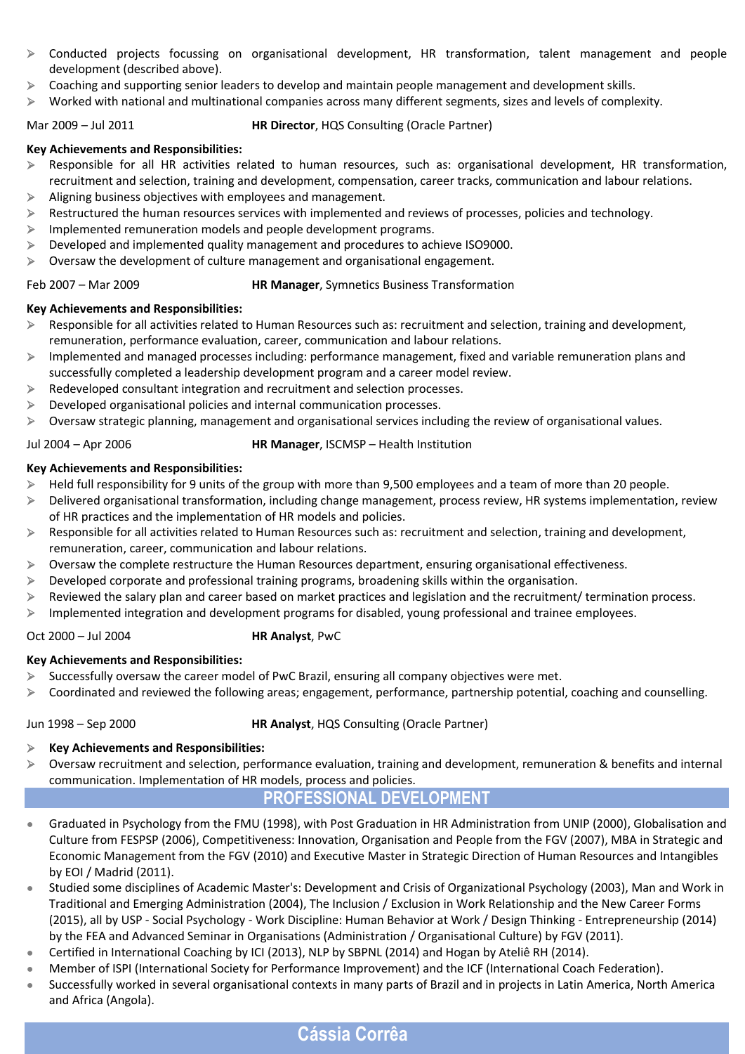- Conducted projects focussing on organisational development, HR transformation, talent management and people development (described above).
- Coaching and supporting senior leaders to develop and maintain people management and development skills.
- Worked with national and multinational companies across many different segments, sizes and levels of complexity.

Mar 2009 – Jul 2011 **HR Director**, HQS Consulting (Oracle Partner)

**Key Achievements and Responsibilities:**

- Responsible for all HR activities related to human resources, such as: organisational development, HR transformation, recruitment and selection, training and development, compensation, career tracks, communication and labour relations.
- Aligning business objectives with employees and management.
- Restructured the human resources services with implemented and reviews of processes, policies and technology.
- Implemented remuneration models and people development programs.
- Developed and implemented quality management and procedures to achieve ISO9000.
- Oversaw the development of culture management and organisational engagement.

Feb 2007 – Mar 2009 **HR Manager**, Symnetics Business Transformation

**Key Achievements and Responsibilities:**

- Responsible for all activities related to Human Resources such as: recruitment and selection, training and development, remuneration, performance evaluation, career, communication and labour relations.
- Implemented and managed processes including: performance management, fixed and variable remuneration plans and successfully completed a leadership development program and a career model review.
- Redeveloped consultant integration and recruitment and selection processes.
- Developed organisational policies and internal communication processes.
- Oversaw strategic planning, management and organisational services including the review of organisational values.

Jul 2004 – Apr 2006 **HR Manager**, ISCMSP – Health Institution

**Key Achievements and Responsibilities:**

- Held full responsibility for 9 units of the group with more than 9,500 employees and a team of more than 20 people.
- Delivered organisational transformation, including change management, process review, HR systems implementation, review of HR practices and the implementation of HR models and policies.
- Responsible for all activities related to Human Resources such as: recruitment and selection, training and development, remuneration, career, communication and labour relations.
- Oversaw the complete restructure the Human Resources department, ensuring organisational effectiveness.
- Developed corporate and professional training programs, broadening skills within the organisation.
- Reviewed the salary plan and career based on market practices and legislation and the recruitment/ termination process.
- Implemented integration and development programs for disabled, young professional and trainee employees.

Oct 2000 – Jul 2004 **HR Analyst**, PwC

**Key Achievements and Responsibilities:**

- Successfully oversaw the career model of PwC Brazil, ensuring all company objectives were met.
- Coordinated and reviewed the following areas; engagement, performance, partnership potential, coaching and counselling.

Jun 1998 – Sep 2000 **HR Analyst**, HQS Consulting (Oracle Partner)

- **Key Achievements and Responsibilities:**
- Oversaw recruitment and selection, performance evaluation, training and development, remuneration & benefits and internal communication. Implementation of HR models, process and policies.

## PROFESSIONAL DEVELOPMENT

- Graduated in Psychology from the FMU (1998), with Post Graduation in HR Administration from UNIP (2000), Globalisation and Culture from FESPSP (2006), Competitiveness: Innovation, Organisation and People from the FGV (2007), MBA in Strategic and Economic Management from the FGV (2010) and Executive Master in Strategic Direction of Human Resources and Intangibles by EOI / Madrid (2011).
- Studied some disciplines of Academic Master's: Development and Crisis of Organizational Psychology (2003), Man and Work in Traditional and Emerging Administration (2004), The Inclusion / Exclusion in Work Relationship and the New Career Forms (2015), all by USP - Social Psychology - Work Discipline: Human Behavior at Work / Design Thinking - Entrepreneurship (2014) by the FEA and Advanced Seminar in Organisations (Administration / Organisational Culture) by FGV (2011).
- Certified in International Coaching by ICI (2013), NLP by SBPNL (2014) and Hogan by Ateliê RH (2014).
- Member of ISPI (International Society for Performance Improvement) and the ICF (International Coach Federation).
- Successfully worked in several organisational contexts in many parts of Brazil and in projects in Latin America, North America and Africa (Angola).